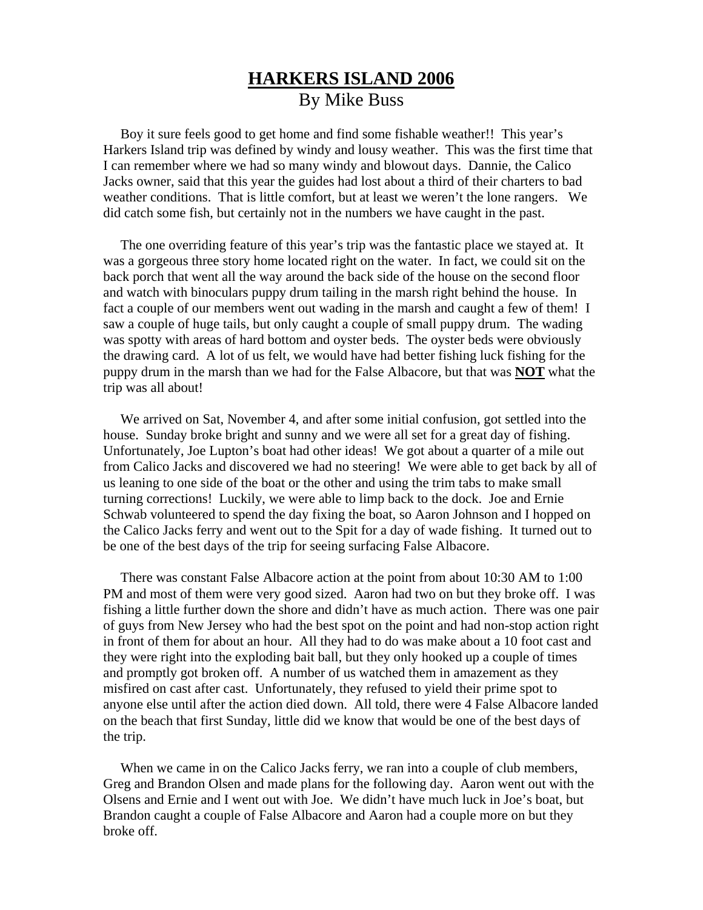# <u>**HARKERS ISLAND 2006**</u>

By Mike Buss

Boy it sure feels good to get home and find some fishable weather!! This year's Harkers Island trip was defined by windy and lousy weather. This was the first time that I can remember where we had so many windy and blowout days. Dannie, the Calico Jacks owner, said that this year the guides had lost about a third of their charters to bad weather conditions. That is little comfort, but at least we weren't the lone rangers. We did catch some fish, but certainly not in the numbers we have caught in the past.

The one overriding feature of this year's trip was the fantastic place we stayed at. It was a gorgeous three story home located right on the water. In fact, we could sit on the back porch that went all the way around the back side of the house on the second floor and watch with binoculars puppy drum tailing in the marsh right behind the house. In fact a couple of our members went out wading in the marsh and caught a few of them! I saw a couple of huge tails, but only caught a couple of small puppy drum. The wading was spotty with areas of hard bottom and oyster beds. The oyster beds were obviously the drawing card. A lot of us felt, we would have had better fishing luck fishing for the puppy drum in the marsh than we had for the False Albacore, but that was <u>**NOT**</u> what the trip was all about!

We arrived on Sat, November 4, and after some initial confusion, got settled into the house. Sunday broke bright and sunny and we were all set for a great day of fishing. Unfortunately, Joe Lupton's boat had other ideas! We got about a quarter of a mile out from Calico Jacks and discovered we had no steering! We were able to get back by all of us leaning to one side of the boat or the other and using the trim tabs to make small turning corrections! Luckily, we were able to limp back to the dock. Joe and Ernie Schwab volunteered to spend the day fixing the boat, so Aaron Johnson and I hopped on the Calico Jacks ferry and went out to the Spit for a day of wade fishing. It turned out to be one of the best days of the trip for seeing surfacing False Albacore.

There was constant False Albacore action at the point from about 10:30 AM to 1:00 PM and most of them were very good sized. Aaron had two on but they broke off. I was fishing a little further down the shore and didn't have as much action. There was one pair of guys from New Jersey who had the best spot on the point and had non-stop action right in front of them for about an hour. All they had to do was make about a 10 foot cast and they were right into the exploding bait ball, but they only hooked up a couple of times and promptly got broken off. A number of us watched them in amazement as they misfired on cast after cast. Unfortunately, they refused to yield their prime spot to anyone else until after the action died down. All told, there were 4 False Albacore landed on the beach that first Sunday, little did we know that would be one of the best days of the trip.

When we came in on the Calico Jacks ferry, we ran into a couple of club members, Greg and Brandon Olsen and made plans for the following day. Aaron went out with the Olsens and Ernie and I went out with Joe. We didn't have much luck in Joe's boat, but Brandon caught a couple of False Albacore and Aaron had a couple more on but they broke off.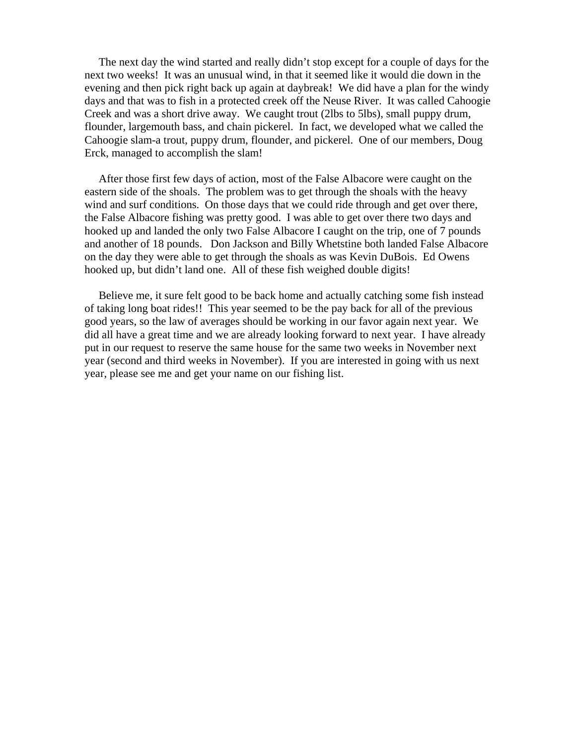The next day the wind started and really didn't stop except for a couple of days for the next two weeks! It was an unusual wind, in that it seemed like it would die down in the evening and then pick right back up again at daybreak! We did have a plan for the windy days and that was to fish in a protected creek off the Neuse River. It was called Cahoogie Creek and was a short drive away. We caught trout (2lbs to 5lbs), small puppy drum, flounder, largemouth bass, and chain pickerel. In fact, we developed what we called the Cahoogie slam-a trout, puppy drum, flounder, and pickerel. One of our members, Doug Erck, managed to accomplish the slam!

After those first few days of action, most of the False Albacore were caught on the eastern side of the shoals. The problem was to get through the shoals with the heavy wind and surf conditions. On those days that we could ride through and get over there, the False Albacore fishing was pretty good. I was able to get over there two days and hooked up and landed the only two False Albacore I caught on the trip, one of 7 pounds and another of 18 pounds. Don Jackson and Billy Whetstine both landed False Albacore on the day they were able to get through the shoals as was Kevin DuBois. Ed Owens hooked up, but didn't land one. All of these fish weighed double digits!

Believe me, it sure felt good to be back home and actually catching some fish instead of taking long boat rides!! This year seemed to be the pay back for all of the previous good years, so the law of averages should be working in our favor again next year. We did all have a great time and we are already looking forward to next year. I have already put in our request to reserve the same house for the same two weeks in November next year (second and third weeks in November). If you are interested in going with us next year, please see me and get your name on our fishing list.